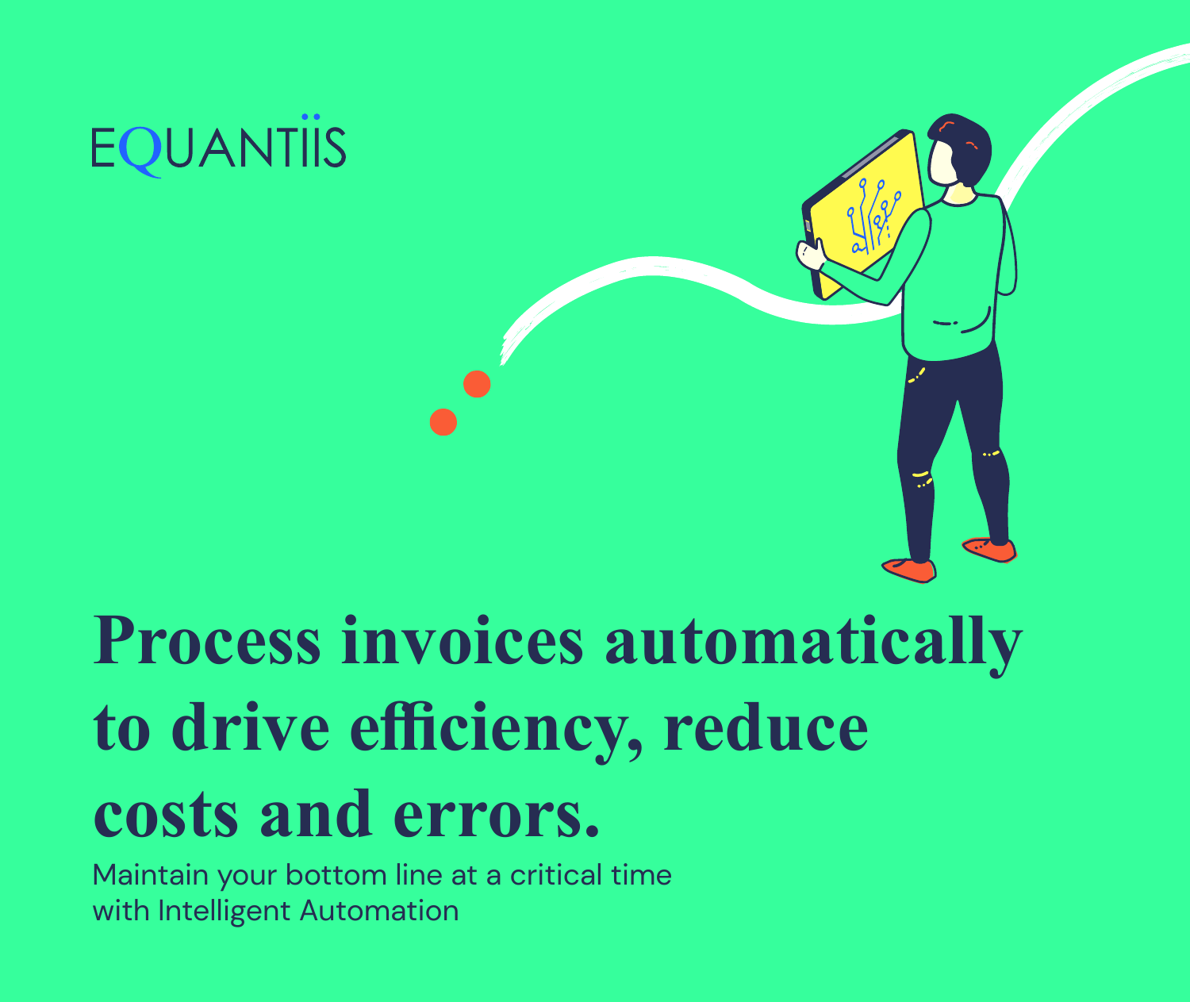EQUANTIIS

# Process invoices automatically to drive efficiency, reduce costs and errors.

Maintain your bottom line at a critical time with Intelligent Automation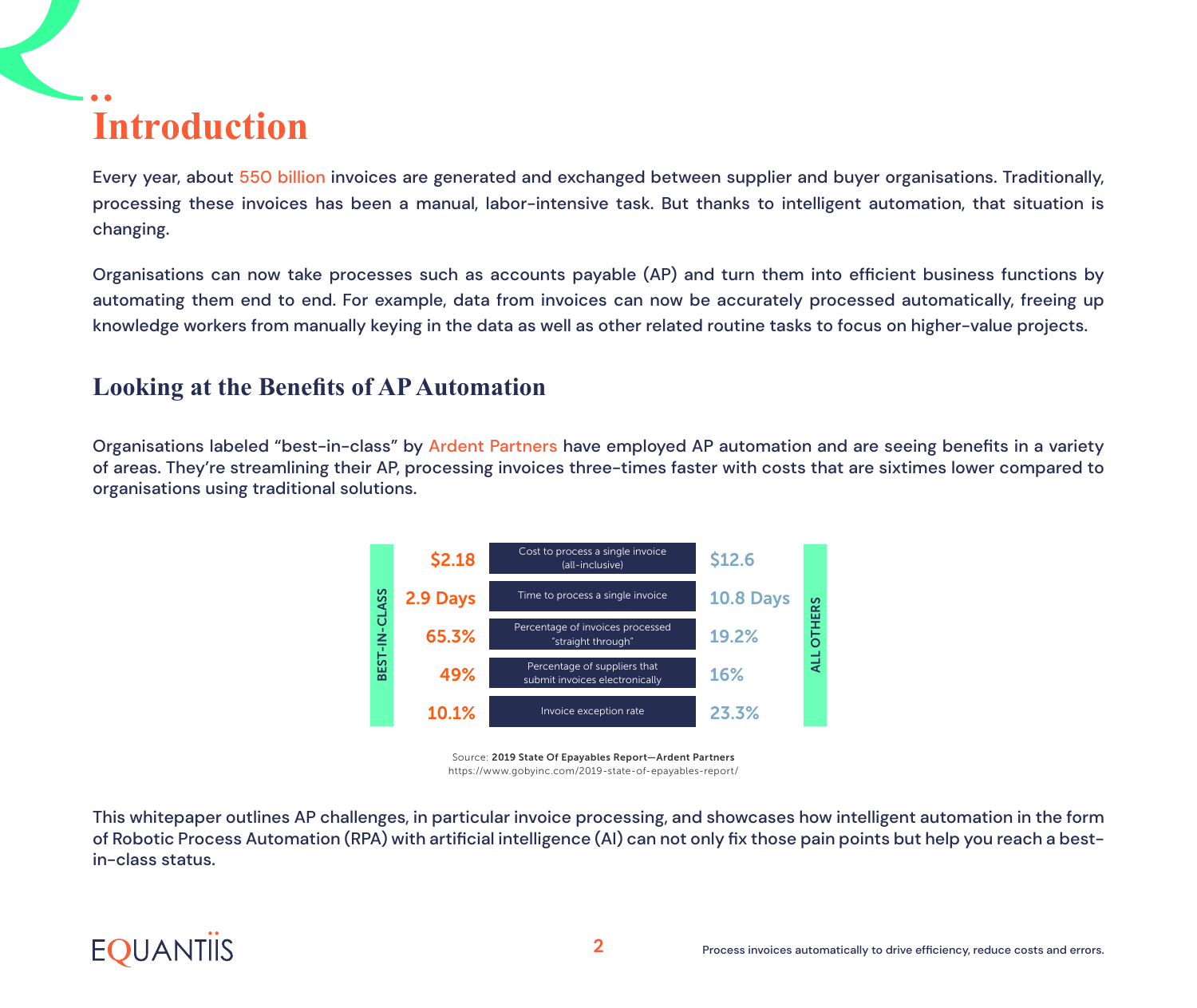# Introduction

Every year, about 550 billion invoices are generated and exchanged between supplier and buyer organisations. Traditionally, processing these invoices has been a manual, labor-intensive task. But thanks to intelligent automation, that situation is changing.

Organisations can now take processes such as accounts payable (AP) and turn them into efficient business functions by automating them end to end. For example, data from invoices can now be accurately processed automatically, freeing up knowledge workers from manually keying in the data as well as other related routine tasks to focus on higher-value projects.

## Looking at the Benefits of AP Automation

Organisations labeled "best-in-class" by Ardent Partners have employed AP automation and are seeing benefits in a variety of areas. They're streamlining their AP, processing invoices three-times faster with costs that are sixtimes lower compared to organisations using traditional solutions.

| BEST-IN-CLASS | | ALL OTHERS |
|---|---|---|
| $2.18 | Cost to process a single invoice (all-inclusive) | $12.6 |
| 2.9 Days | Time to process a single invoice | 10.8 Days |
| 65.3% | Percentage of invoices processed "straight through" | 19.2% |
| 49% | Percentage of suppliers that submit invoices electronically | 16% |
| 10.1% | Invoice exception rate | 23.3% |

Source: **2019 State Of Epayables Report—Ardent Partners**
https://www.gobyinc.com/2019-state-of-epayables-report/

This whitepaper outlines AP challenges, in particular invoice processing, and showcases how intelligent automation in the form of Robotic Process Automation (RPA) with artificial intelligence (AI) can not only fix those pain points but help you reach a best-in-class status.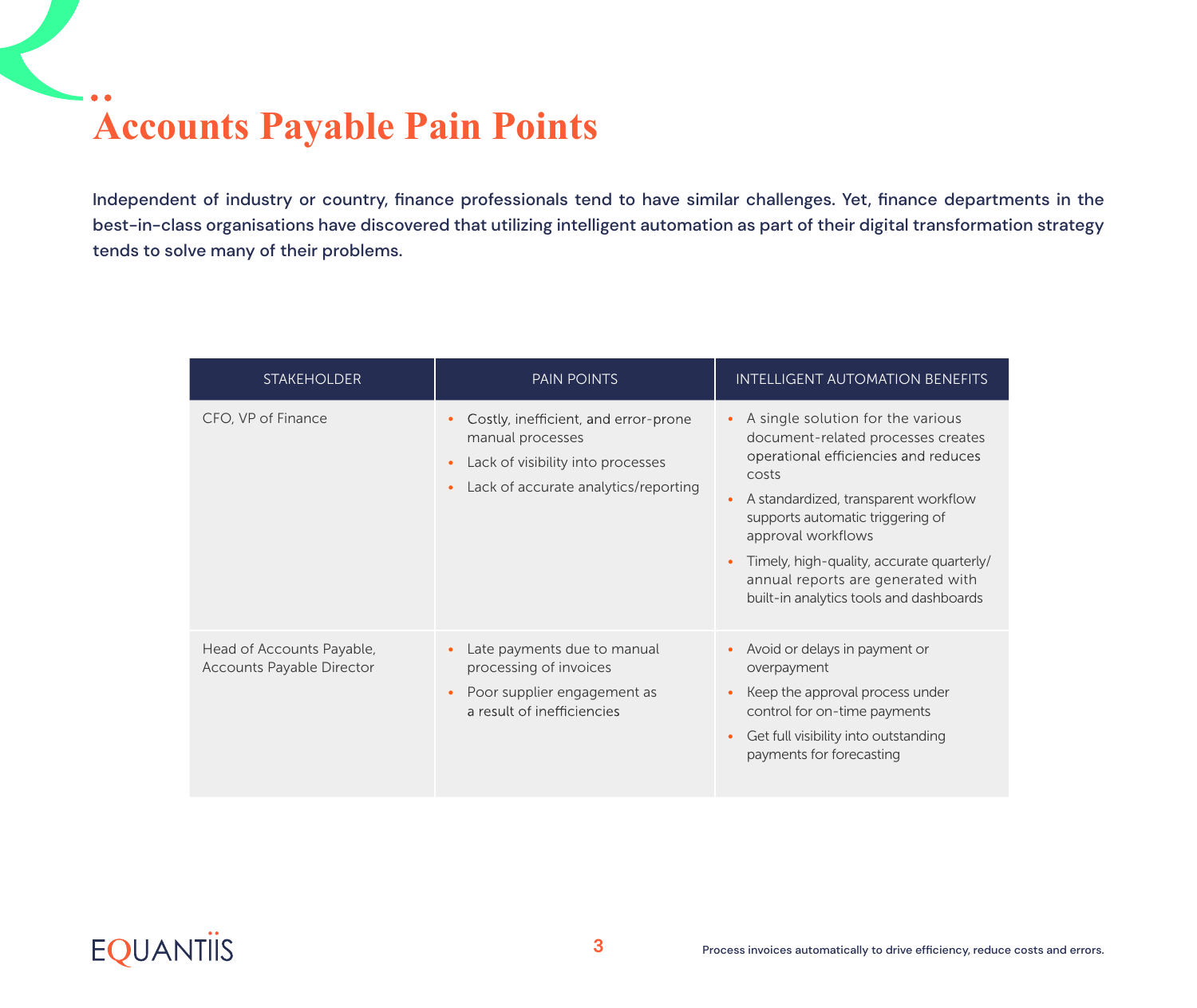# Accounts Payable Pain Points

Independent of industry or country, finance professionals tend to have similar challenges. Yet, finance departments in the best-in-class organisations have discovered that utilizing intelligent automation as part of their digital transformation strategy tends to solve many of their problems.

| STAKEHOLDER | PAIN POINTS | INTELLIGENT AUTOMATION BENEFITS |
| --- | --- | --- |
| CFO, VP of Finance | • Costly, inefficient, and error-prone manual processes<br>• Lack of visibility into processes<br>• Lack of accurate analytics/reporting | • A single solution for the various document-related processes creates operational efficiencies and reduces costs<br>• A standardized, transparent workflow supports automatic triggering of approval workflows<br>• Timely, high-quality, accurate quarterly/ annual reports are generated with built-in analytics tools and dashboards |
| Head of Accounts Payable, Accounts Payable Director | • Late payments due to manual processing of invoices<br>• Poor supplier engagement as a result of inefficiencies | • Avoid or delays in payment or overpayment<br>• Keep the approval process under control for on-time payments<br>• Get full visibility into outstanding payments for forecasting |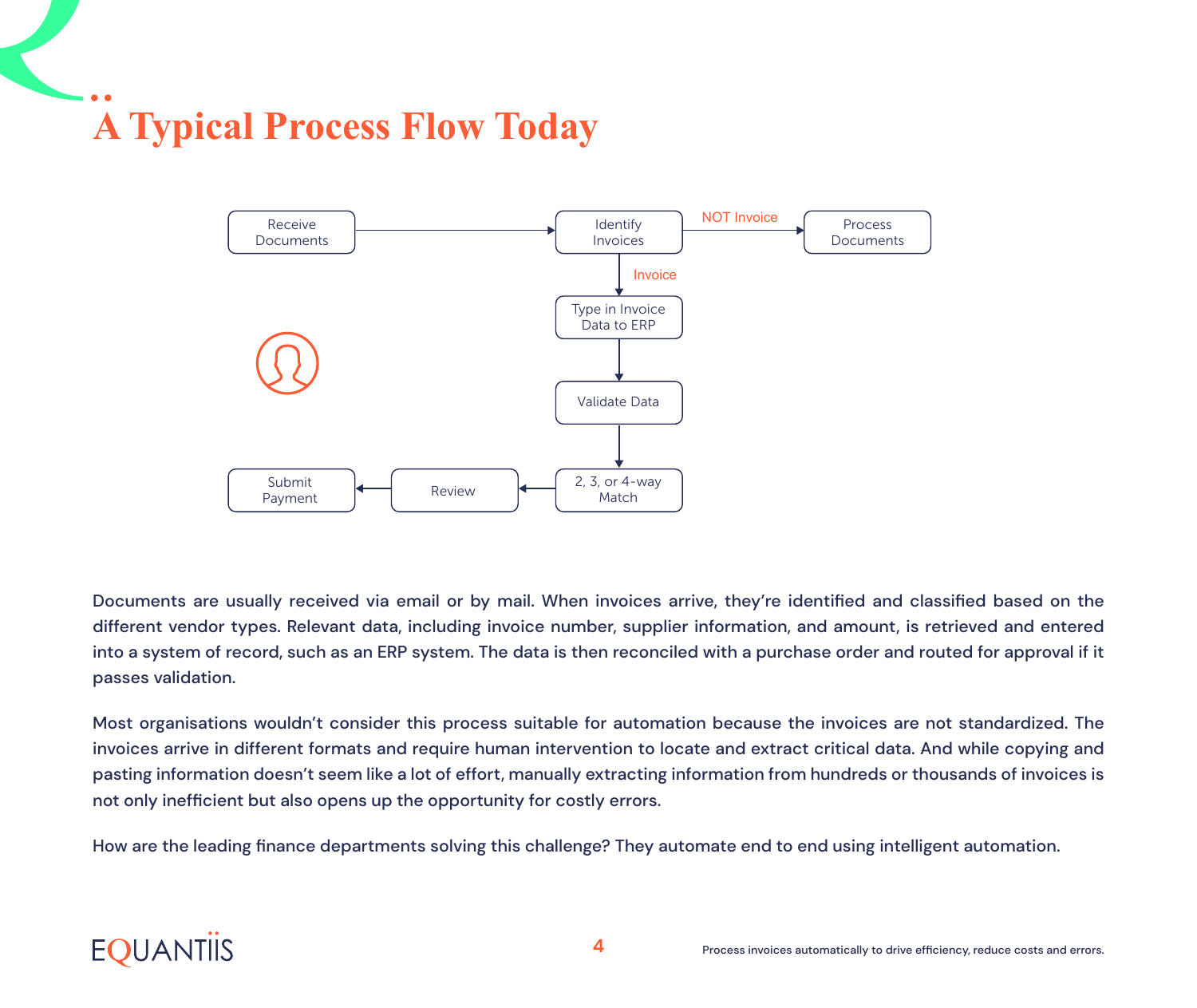# A Typical Process Flow Today

Receive Documents → Identify Invoices → (NOT Invoice) → Process Documents

Identify Invoices → (Invoice) → Type in Invoice Data to ERP → Validate Data → 2, 3, or 4-way Match → Review → Submit Payment

Documents are usually received via email or by mail. When invoices arrive, they're identified and classified based on the different vendor types. Relevant data, including invoice number, supplier information, and amount, is retrieved and entered into a system of record, such as an ERP system. The data is then reconciled with a purchase order and routed for approval if it passes validation.

Most organisations wouldn't consider this process suitable for automation because the invoices are not standardized. The invoices arrive in different formats and require human intervention to locate and extract critical data. And while copying and pasting information doesn't seem like a lot of effort, manually extracting information from hundreds or thousands of invoices is not only inefficient but also opens up the opportunity for costly errors.

How are the leading finance departments solving this challenge? They automate end to end using intelligent automation.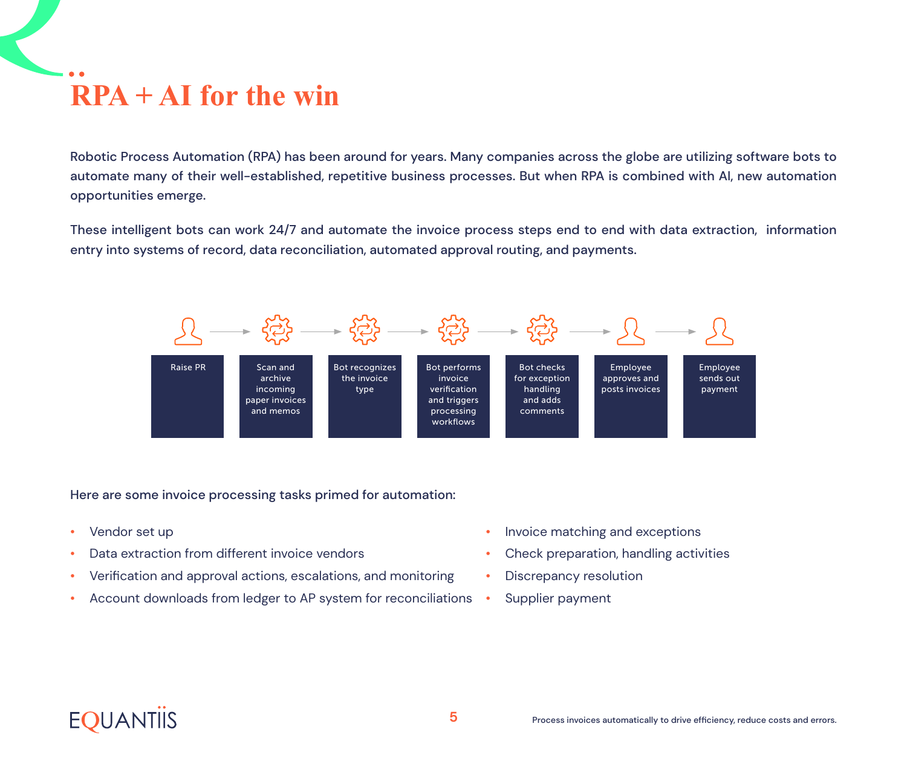# RPA + AI for the win

Robotic Process Automation (RPA) has been around for years. Many companies across the globe are utilizing software bots to automate many of their well-established, repetitive business processes. But when RPA is combined with AI, new automation opportunities emerge.

These intelligent bots can work 24/7 and automate the invoice process steps end to end with data extraction, information entry into systems of record, data reconciliation, automated approval routing, and payments.

Raise PR → Scan and archive incoming paper invoices and memos → Bot recognizes the invoice type → Bot performs invoice verification and triggers processing workflows → Bot checks for exception handling and adds comments → Employee approves and posts invoices → Employee sends out payment

Here are some invoice processing tasks primed for automation:

- Vendor set up
- Data extraction from different invoice vendors
- Verification and approval actions, escalations, and monitoring
- Account downloads from ledger to AP system for reconciliations
- Invoice matching and exceptions
- Check preparation, handling activities
- Discrepancy resolution
- Supplier payment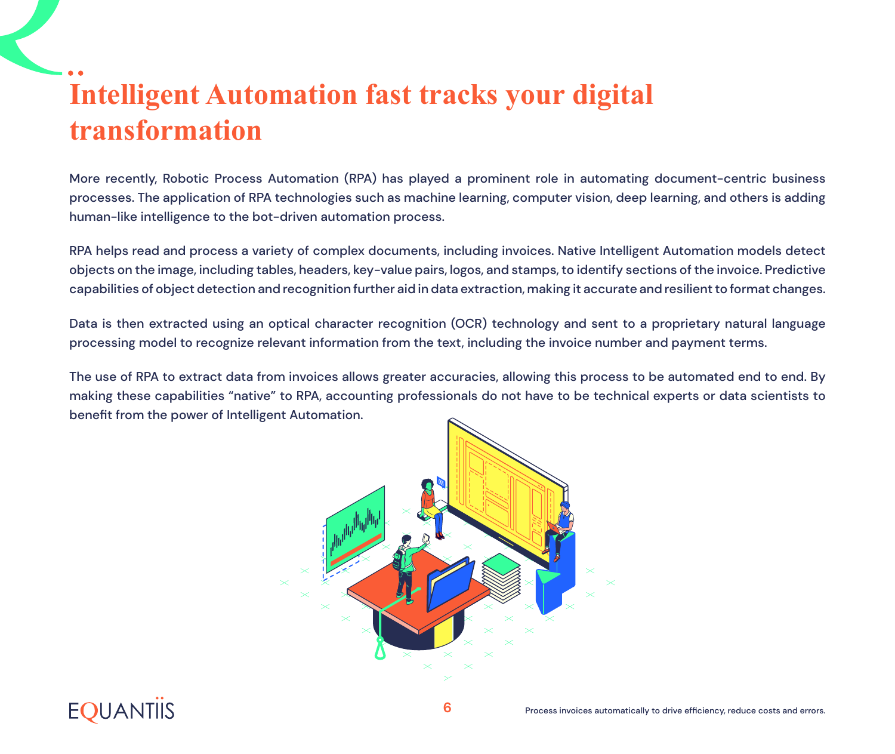# Intelligent Automation fast tracks your digital transformation

More recently, Robotic Process Automation (RPA) has played a prominent role in automating document-centric business processes. The application of RPA technologies such as machine learning, computer vision, deep learning, and others is adding human-like intelligence to the bot-driven automation process.

RPA helps read and process a variety of complex documents, including invoices. Native Intelligent Automation models detect objects on the image, including tables, headers, key-value pairs, logos, and stamps, to identify sections of the invoice. Predictive capabilities of object detection and recognition further aid in data extraction, making it accurate and resilient to format changes.

Data is then extracted using an optical character recognition (OCR) technology and sent to a proprietary natural language processing model to recognize relevant information from the text, including the invoice number and payment terms.

The use of RPA to extract data from invoices allows greater accuracies, allowing this process to be automated end to end. By making these capabilities “native” to RPA, accounting professionals do not have to be technical experts or data scientists to benefit from the power of Intelligent Automation.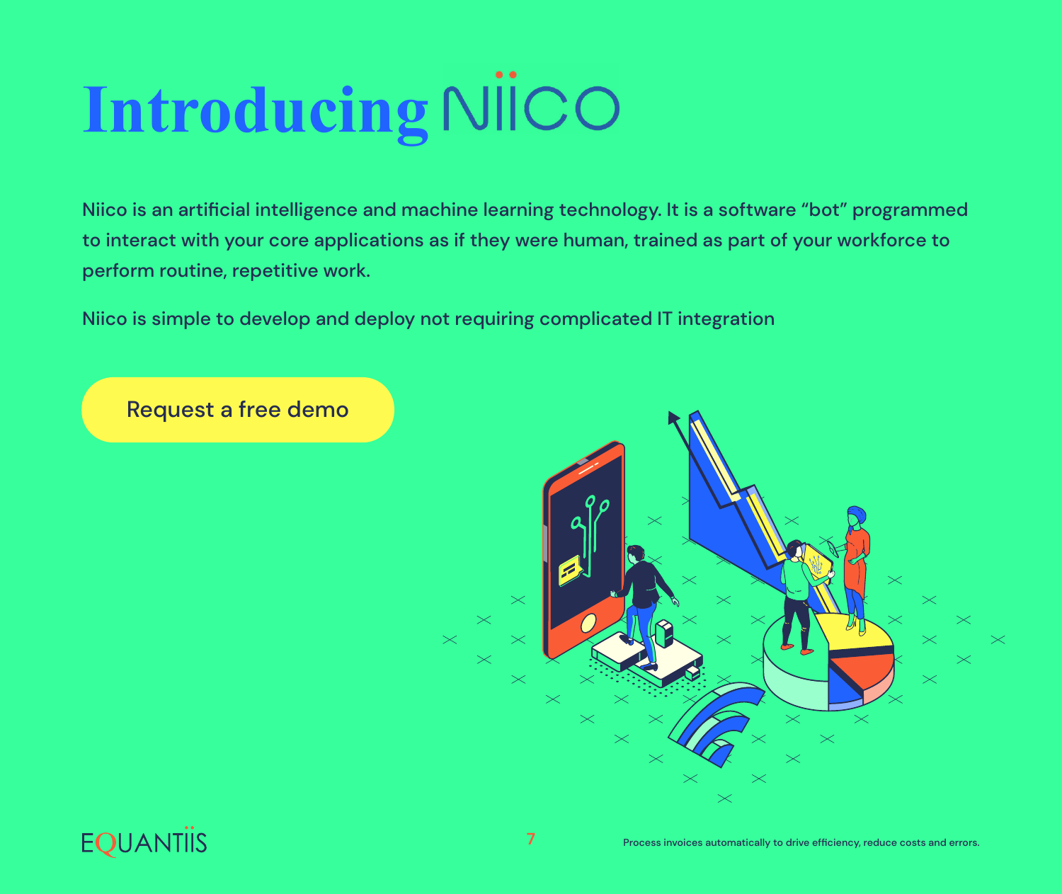# Introducing NIICO

Niico is an artificial intelligence and machine learning technology. It is a software “bot” programmed to interact with your core applications as if they were human, trained as part of your workforce to perform routine, repetitive work.

Niico is simple to develop and deploy not requiring complicated IT integration

Request a free demo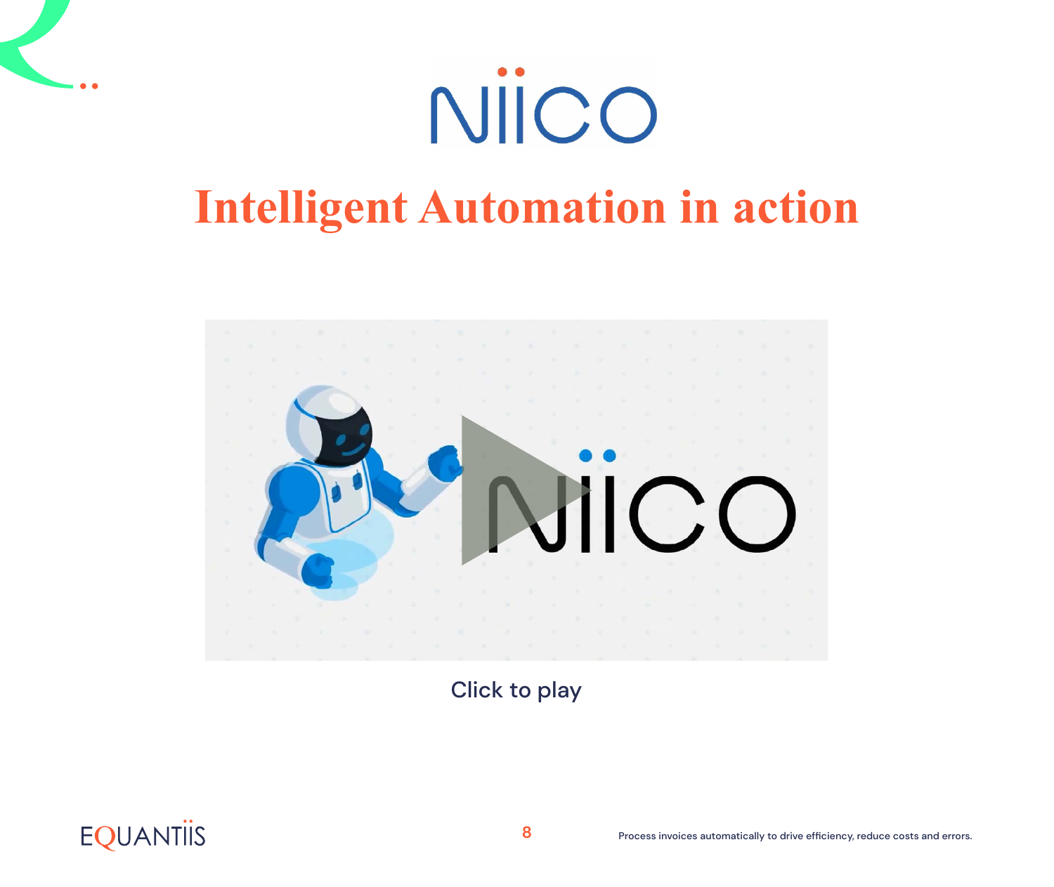# Intelligent Automation in action

Click to play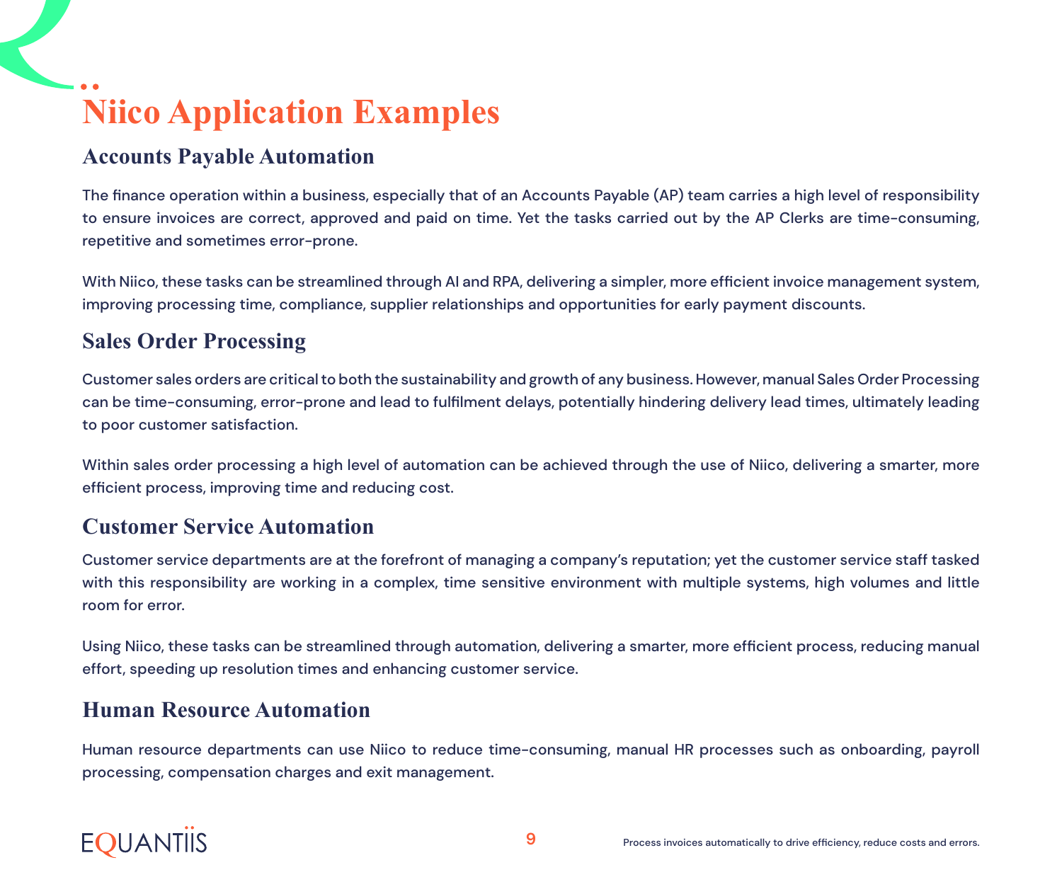# Niico Application Examples

## Accounts Payable Automation

The finance operation within a business, especially that of an Accounts Payable (AP) team carries a high level of responsibility to ensure invoices are correct, approved and paid on time. Yet the tasks carried out by the AP Clerks are time-consuming, repetitive and sometimes error-prone.

With Niico, these tasks can be streamlined through AI and RPA, delivering a simpler, more efficient invoice management system, improving processing time, compliance, supplier relationships and opportunities for early payment discounts.

## Sales Order Processing

Customer sales orders are critical to both the sustainability and growth of any business. However, manual Sales Order Processing can be time-consuming, error-prone and lead to fulfilment delays, potentially hindering delivery lead times, ultimately leading to poor customer satisfaction.

Within sales order processing a high level of automation can be achieved through the use of Niico, delivering a smarter, more efficient process, improving time and reducing cost.

## Customer Service Automation

Customer service departments are at the forefront of managing a company's reputation; yet the customer service staff tasked with this responsibility are working in a complex, time sensitive environment with multiple systems, high volumes and little room for error.

Using Niico, these tasks can be streamlined through automation, delivering a smarter, more efficient process, reducing manual effort, speeding up resolution times and enhancing customer service.

## Human Resource Automation

Human resource departments can use Niico to reduce time-consuming, manual HR processes such as onboarding, payroll processing, compensation charges and exit management.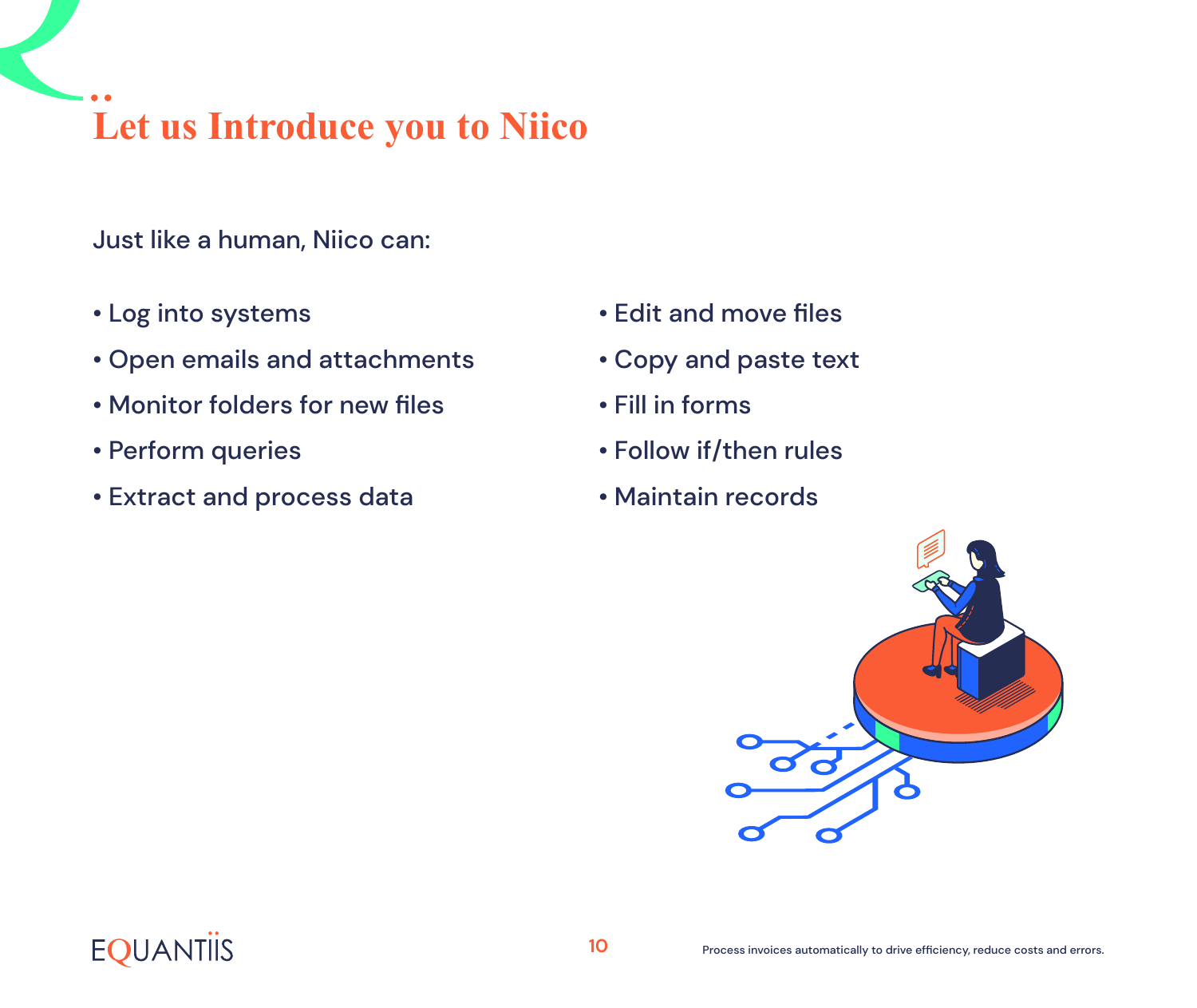# Let us Introduce you to Niico

Just like a human, Niico can:

- Log into systems
- Open emails and attachments
- Monitor folders for new files
- Perform queries
- Extract and process data
- Edit and move files
- Copy and paste text
- Fill in forms
- Follow if/then rules
- Maintain records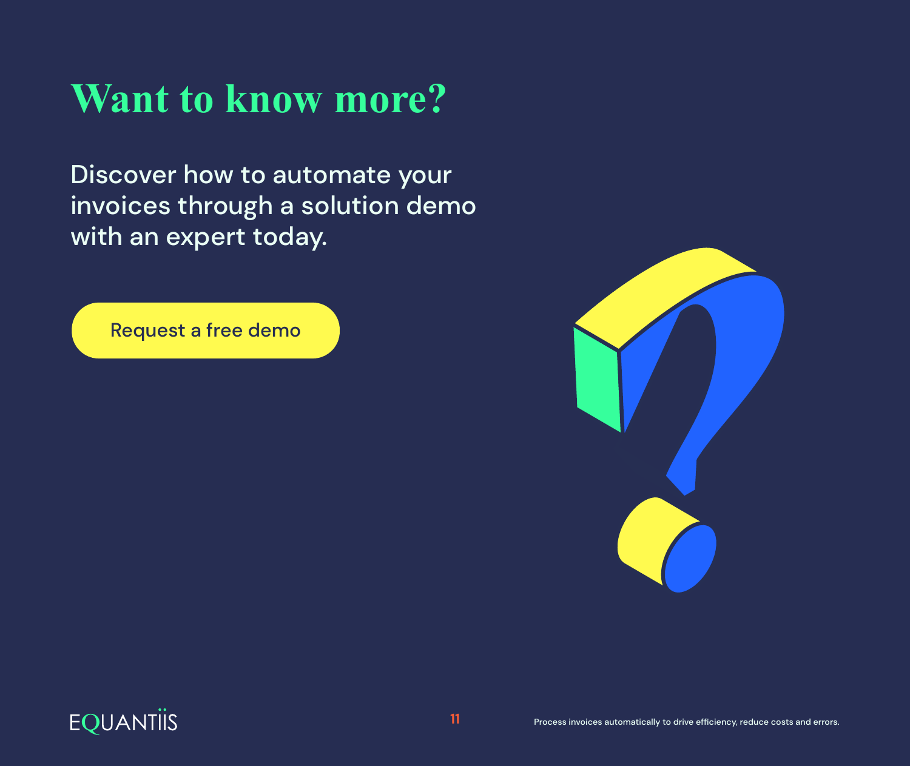# Want to know more?

Discover how to automate your invoices through a solution demo with an expert today.

Request a free demo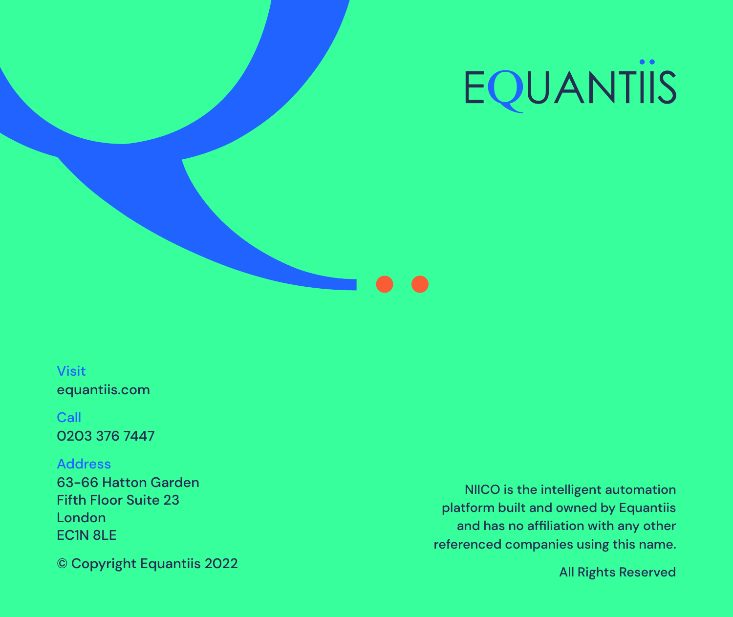EQUANTIIS

Visit
equantiis.com

Call
0203 376 7447

Address
63-66 Hatton Garden
Fifth Floor Suite 23
London
EC1N 8LE

© Copyright Equantiis 2022

NIICO is the intelligent automation platform built and owned by Equantiis and has no affiliation with any other referenced companies using this name.

All Rights Reserved